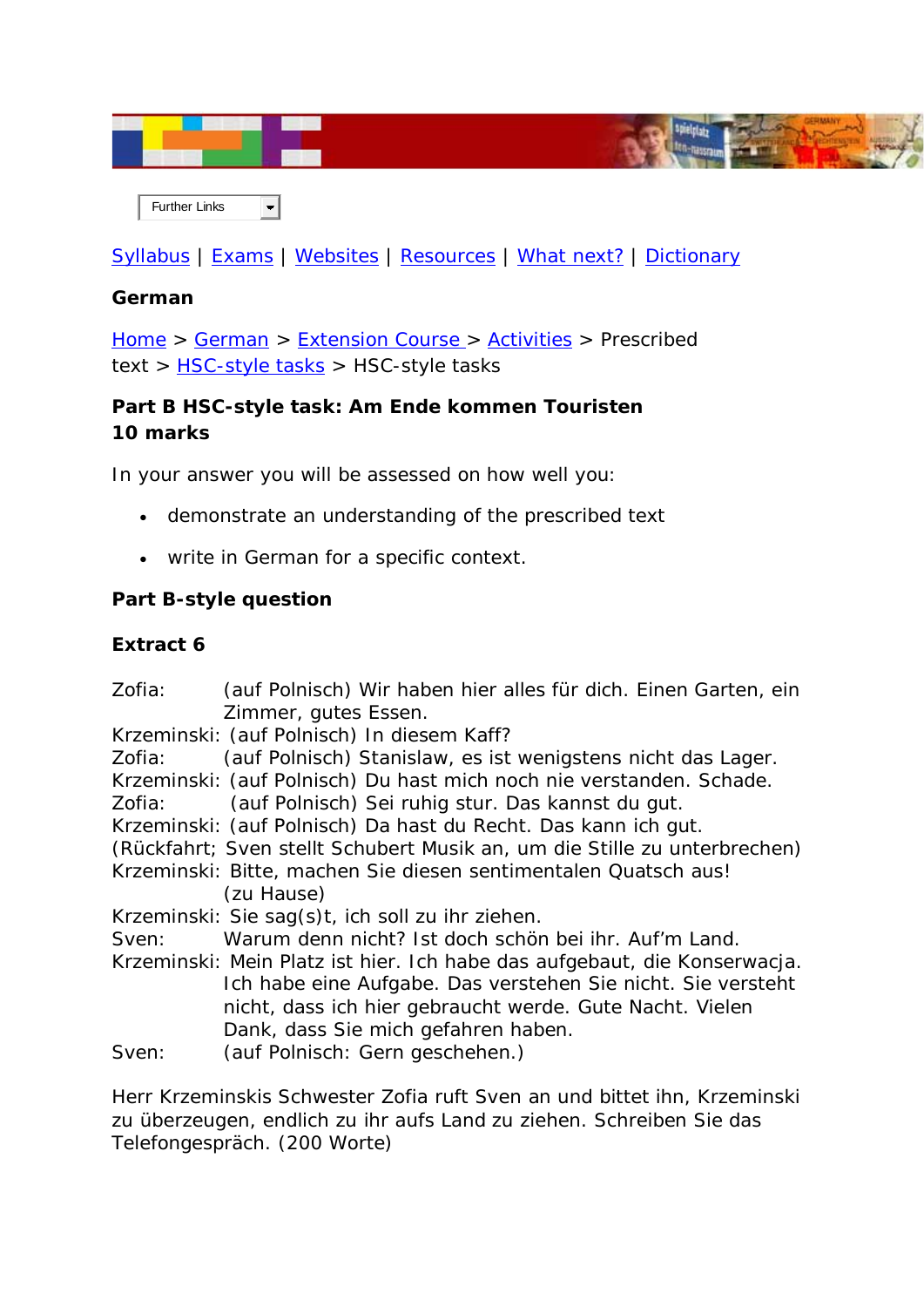Further Links

Syllabus | Exams | Websites | Resources | What next? | Dictionary

**German**

Home > German > Extension Course > Activities > Prescribed text > HSC-style tasks > HSC-style tasks

**Part B HSC-style task: Am Ende kommen Touristen**
**10 marks**

In your answer you will be assessed on how well you:

- demonstrate an understanding of the prescribed text
- write in German for a specific context.

**Part B-style question**

**Extract 6**

Zofia: (auf Polnisch) Wir haben hier alles für dich. Einen Garten, ein Zimmer, gutes Essen.
Krzeminski: (auf Polnisch) In diesem Kaff?
Zofia: (auf Polnisch) Stanislaw, es ist wenigstens nicht das Lager.
Krzeminski: (auf Polnisch) Du hast mich noch nie verstanden. Schade.
Zofia: (auf Polnisch) Sei ruhig stur. Das kannst du gut.
Krzeminski: (auf Polnisch) Da hast du Recht. Das kann ich gut.
(Rückfahrt; Sven stellt Schubert Musik an, um die Stille zu unterbrechen)
Krzeminski: Bitte, machen Sie diesen sentimentalen Quatsch aus!
(zu Hause)
Krzeminski: Sie sag(s)t, ich soll zu ihr ziehen.
Sven: Warum denn nicht? Ist doch schön bei ihr. Auf'm Land.
Krzeminski: Mein Platz ist hier. Ich habe das aufgebaut, die Konserwacja. Ich habe eine Aufgabe. Das verstehen Sie nicht. Sie versteht nicht, dass ich hier gebraucht werde. Gute Nacht. Vielen Dank, dass Sie mich gefahren haben.
Sven: (auf Polnisch: Gern geschehen.)

Herr Krzeminskis Schwester Zofia ruft Sven an und bittet ihn, Krzeminski zu überzeugen, endlich zu ihr aufs Land zu ziehen. Schreiben Sie das Telefongespräch. (200 Worte)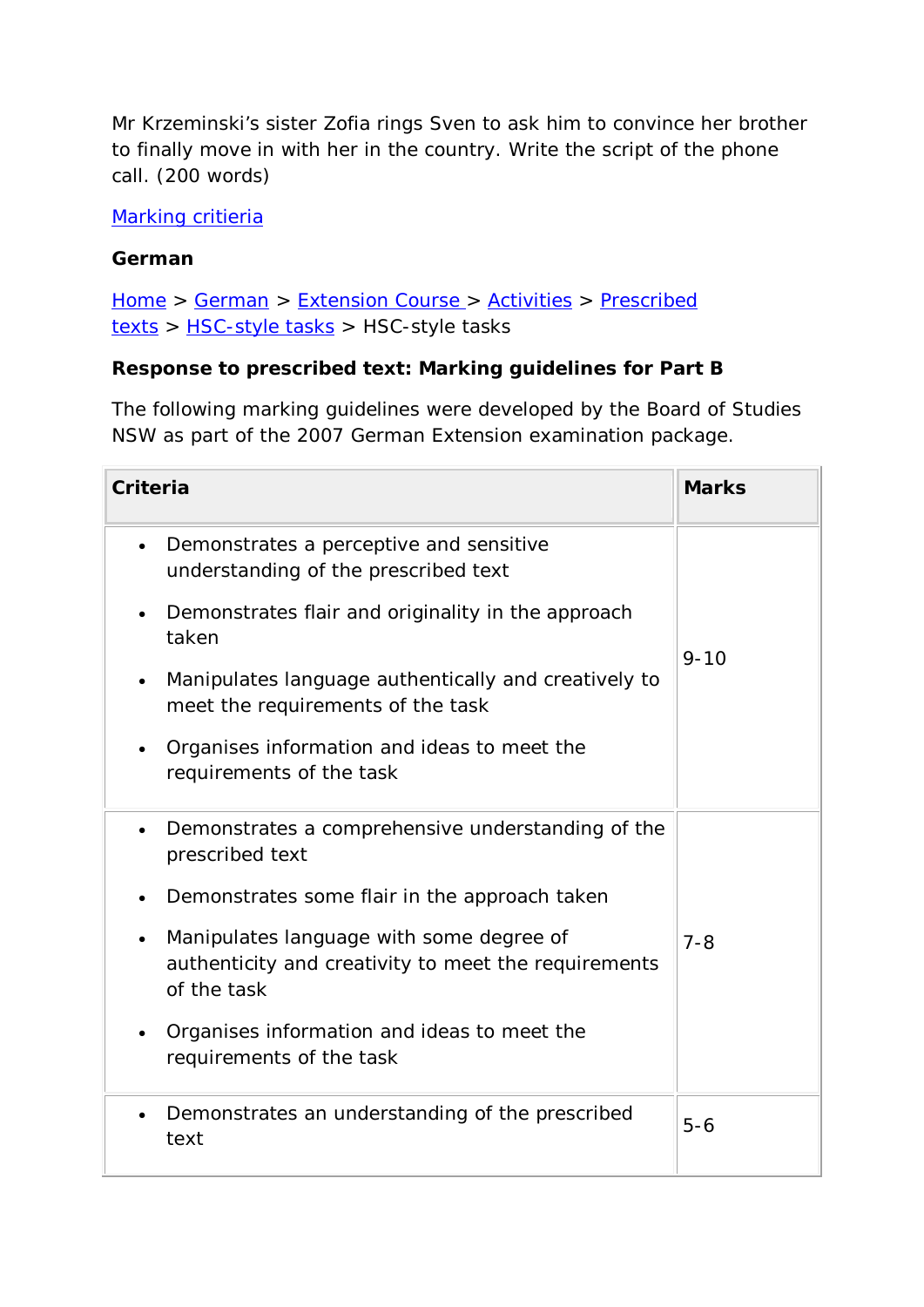Mr Krzeminski's sister Zofia rings Sven to ask him to convince her brother to finally move in with her in the country. Write the script of the phone call. (200 words)

[Marking critieria]

**German**

[Home] > [German] > [Extension Course] > [Activities] > [Prescribed texts] > [HSC-style tasks] > HSC-style tasks

**Response to prescribed text: Marking guidelines for Part B**

The following marking guidelines were developed by the Board of Studies NSW as part of the 2007 German Extension examination package.

| Criteria | Marks |
|---|---|
| • Demonstrates a perceptive and sensitive understanding of the prescribed text<br>• Demonstrates flair and originality in the approach taken<br>• Manipulates language authentically and creatively to meet the requirements of the task<br>• Organises information and ideas to meet the requirements of the task | 9-10 |
| • Demonstrates a comprehensive understanding of the prescribed text<br>• Demonstrates some flair in the approach taken<br>• Manipulates language with some degree of authenticity and creativity to meet the requirements of the task<br>• Organises information and ideas to meet the requirements of the task | 7-8 |
| • Demonstrates an understanding of the prescribed text | 5-6 |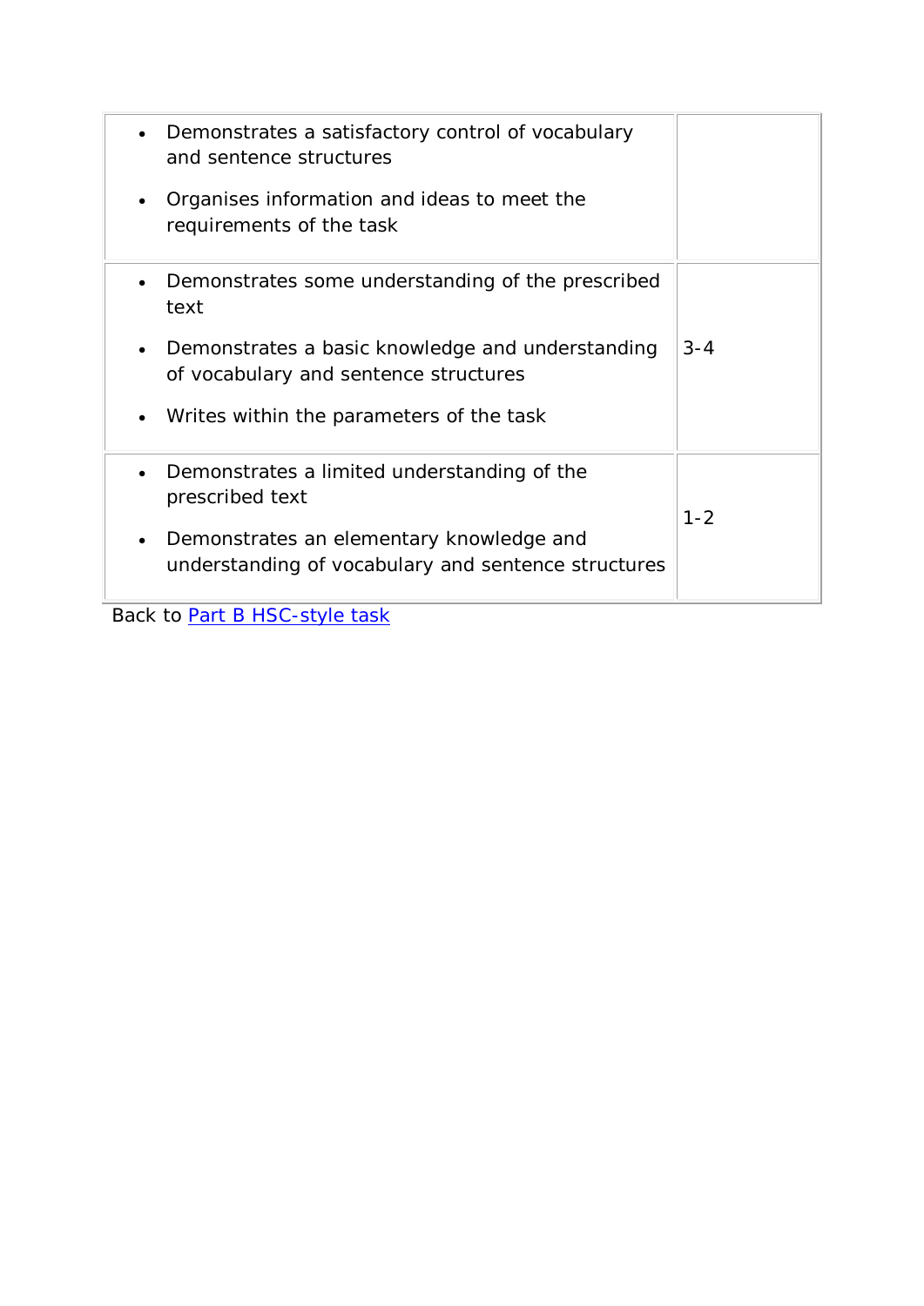| | |
|---|---|
| • Demonstrates a satisfactory control of vocabulary and sentence structures<br>• Organises information and ideas to meet the requirements of the task | |
| • Demonstrates some understanding of the prescribed text<br>• Demonstrates a basic knowledge and understanding of vocabulary and sentence structures<br>• Writes within the parameters of the task | 3-4 |
| • Demonstrates a limited understanding of the prescribed text<br>• Demonstrates an elementary knowledge and understanding of vocabulary and sentence structures | 1-2 |

Back to Part B HSC-style task